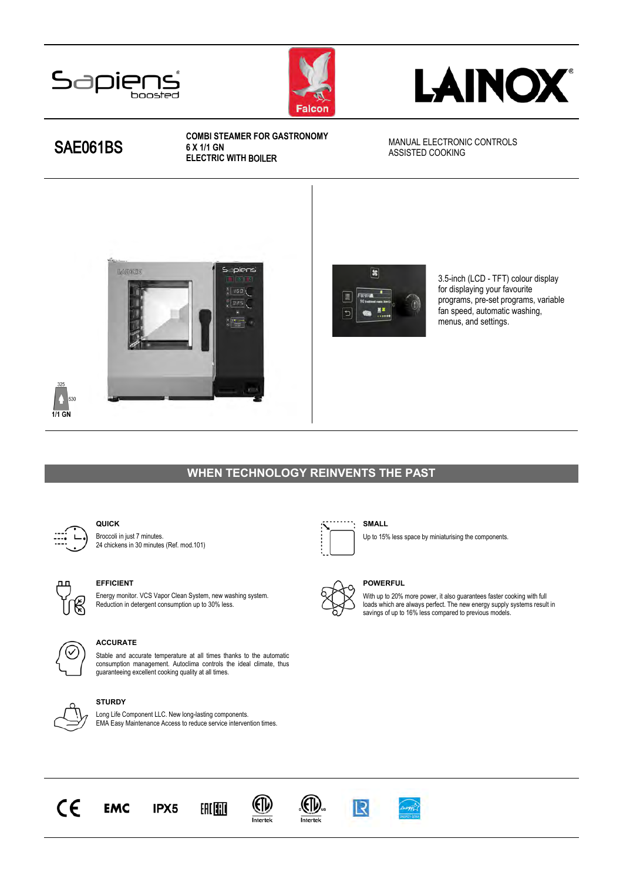Sapiens boosted

Falcon

LAINOX

# SAE061BS

**COMBI STEAMER FOR GASTRONOMY**
**6 X 1/1 GN**
**ELECTRIC WITH BOILER**

MANUAL ELECTRONIC CONTROLS
ASSISTED COOKING

325
530
1/1 GN

3.5-inch (LCD - TFT) colour display for displaying your favourite programs, pre-set programs, variable fan speed, automatic washing, menus, and settings.

## WHEN TECHNOLOGY REINVENTS THE PAST

**QUICK**

Broccoli in just 7 minutes.
24 chickens in 30 minutes (Ref. mod.101)

**SMALL**

Up to 15% less space by miniaturising the components.

**EFFICIENT**

Energy monitor. VCS Vapor Clean System, new washing system.
Reduction in detergent consumption up to 30% less.

**POWERFUL**

With up to 20% more power, it also guarantees faster cooking with full loads which are always perfect. The new energy supply systems result in savings of up to 16% less compared to previous models.

**ACCURATE**

Stable and accurate temperature at all times thanks to the automatic consumption management. Autoclima controls the ideal climate, thus guaranteeing excellent cooking quality at all times.

**STURDY**

Long Life Component LLC. New long-lasting components.
EMA Easy Maintenance Access to reduce service intervention times.

CE EMC IPX5 EAC Intertek Intertek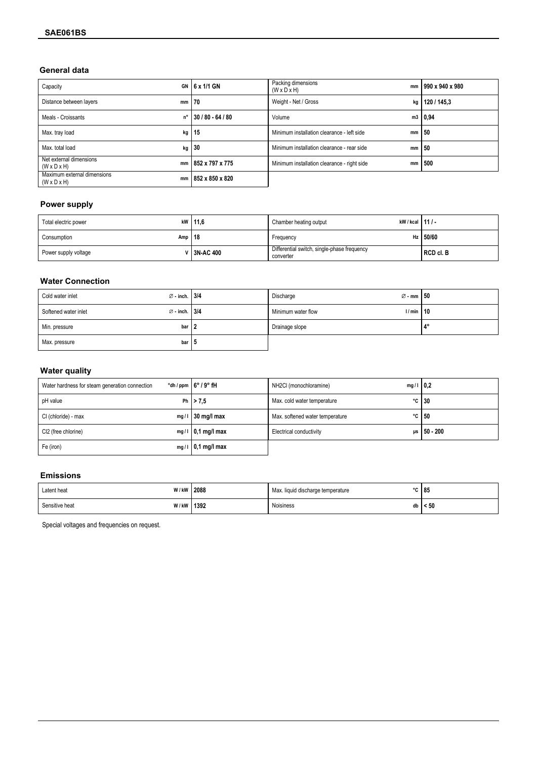## SAE061BS

### General data

| Capacity | GN | 6 x 1/1 GN | Packing dimensions (W x D x H) | mm | 990 x 940 x 980 |
|---|---|---|---|---|---|
| Distance between layers | mm | 70 | Weight - Net / Gross | kg | 120 / 145,3 |
| Meals - Croissants | n° | 30 / 80 - 64 / 80 | Volume | m3 | 0,94 |
| Max. tray load | kg | 15 | Minimum installation clearance - left side | mm | 50 |
| Max. total load | kg | 30 | Minimum installation clearance - rear side | mm | 50 |
| Net external dimensions (W x D x H) | mm | 852 x 797 x 775 | Minimum installation clearance - right side | mm | 500 |
| Maximum external dimensions (W x D x H) | mm | 852 x 850 x 820 | | | |

### Power supply

| Total electric power | kW | 11,6 | Chamber heating output | kW / kcal | 11 / - |
|---|---|---|---|---|---|
| Consumption | Amp | 18 | Frequency | Hz | 50/60 |
| Power supply voltage | V | 3N-AC 400 | Differential switch, single-phase frequency converter | | RCD cl. B |

### Water Connection

| Cold water inlet | ∅ - inch. | 3/4 | Discharge | ∅ - mm | 50 |
|---|---|---|---|---|---|
| Softened water inlet | ∅ - inch. | 3/4 | Minimum water flow | l / min | 10 |
| Min. pressure | bar | 2 | Drainage slope | | 4° |
| Max. pressure | bar | 5 | | | |

### Water quality

| Water hardness for steam generation connection | °dh / ppm | 6° / 9° fH | NH2Cl (monochloramine) | mg / l | 0,2 |
|---|---|---|---|---|---|
| pH value | Ph | > 7,5 | Max. cold water temperature | °C | 30 |
| Cl (chloride) - max | mg / l | 30 mg/l max | Max. softened water temperature | °C | 50 |
| Cl2 (free chlorine) | mg / l | 0,1 mg/l max | Electrical conductivity | µs | 50 - 200 |
| Fe (iron) | mg / l | 0,1 mg/l max | | | |

### Emissions

| Latent heat | W / kW | 2088 | Max. liquid discharge temperature | °C | 85 |
|---|---|---|---|---|---|
| Sensitive heat | W / kW | 1392 | Noisiness | db | < 50 |

Special voltages and frequencies on request.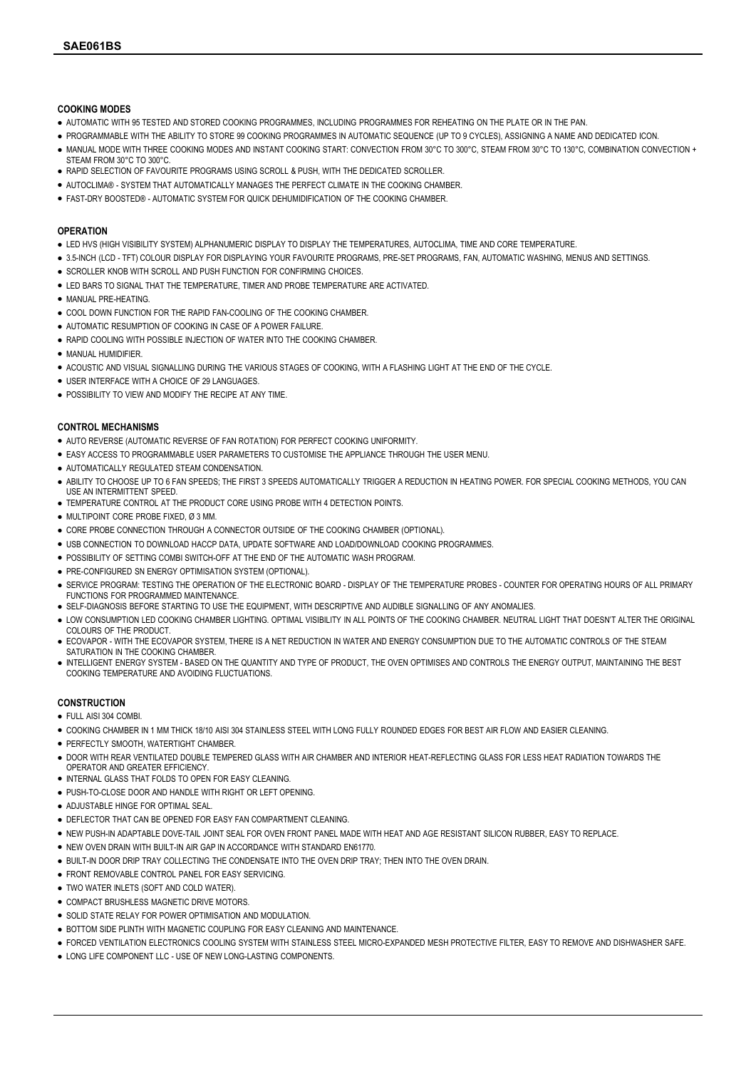# SAE061BS

### COOKING MODES

- AUTOMATIC WITH 95 TESTED AND STORED COOKING PROGRAMMES, INCLUDING PROGRAMMES FOR REHEATING ON THE PLATE OR IN THE PAN.
- PROGRAMMABLE WITH THE ABILITY TO STORE 99 COOKING PROGRAMMES IN AUTOMATIC SEQUENCE (UP TO 9 CYCLES), ASSIGNING A NAME AND DEDICATED ICON.
- MANUAL MODE WITH THREE COOKING MODES AND INSTANT COOKING START: CONVECTION FROM 30°C TO 300°C, STEAM FROM 30°C TO 130°C, COMBINATION CONVECTION + STEAM FROM 30°C TO 300°C.
- RAPID SELECTION OF FAVOURITE PROGRAMS USING SCROLL & PUSH, WITH THE DEDICATED SCROLLER.
- AUTOCLIMA® - SYSTEM THAT AUTOMATICALLY MANAGES THE PERFECT CLIMATE IN THE COOKING CHAMBER.
- FAST-DRY BOOSTED® - AUTOMATIC SYSTEM FOR QUICK DEHUMIDIFICATION OF THE COOKING CHAMBER.

### OPERATION

- LED HVS (HIGH VISIBILITY SYSTEM) ALPHANUMERIC DISPLAY TO DISPLAY THE TEMPERATURES, AUTOCLIMA, TIME AND CORE TEMPERATURE.
- 3.5-INCH (LCD - TFT) COLOUR DISPLAY FOR DISPLAYING YOUR FAVOURITE PROGRAMS, PRE-SET PROGRAMS, FAN, AUTOMATIC WASHING, MENUS AND SETTINGS.
- SCROLLER KNOB WITH SCROLL AND PUSH FUNCTION FOR CONFIRMING CHOICES.
- LED BARS TO SIGNAL THAT THE TEMPERATURE, TIMER AND PROBE TEMPERATURE ARE ACTIVATED.
- MANUAL PRE-HEATING.
- COOL DOWN FUNCTION FOR THE RAPID FAN-COOLING OF THE COOKING CHAMBER.
- AUTOMATIC RESUMPTION OF COOKING IN CASE OF A POWER FAILURE.
- RAPID COOLING WITH POSSIBLE INJECTION OF WATER INTO THE COOKING CHAMBER.
- MANUAL HUMIDIFIER.
- ACOUSTIC AND VISUAL SIGNALLING DURING THE VARIOUS STAGES OF COOKING, WITH A FLASHING LIGHT AT THE END OF THE CYCLE.
- USER INTERFACE WITH A CHOICE OF 29 LANGUAGES.
- POSSIBILITY TO VIEW AND MODIFY THE RECIPE AT ANY TIME.

### CONTROL MECHANISMS

- AUTO REVERSE (AUTOMATIC REVERSE OF FAN ROTATION) FOR PERFECT COOKING UNIFORMITY.
- EASY ACCESS TO PROGRAMMABLE USER PARAMETERS TO CUSTOMISE THE APPLIANCE THROUGH THE USER MENU.
- AUTOMATICALLY REGULATED STEAM CONDENSATION.
- ABILITY TO CHOOSE UP TO 6 FAN SPEEDS; THE FIRST 3 SPEEDS AUTOMATICALLY TRIGGER A REDUCTION IN HEATING POWER. FOR SPECIAL COOKING METHODS, YOU CAN USE AN INTERMITTENT SPEED.
- TEMPERATURE CONTROL AT THE PRODUCT CORE USING PROBE WITH 4 DETECTION POINTS.
- MULTIPOINT CORE PROBE FIXED, Ø 3 MM.
- CORE PROBE CONNECTION THROUGH A CONNECTOR OUTSIDE OF THE COOKING CHAMBER (OPTIONAL).
- USB CONNECTION TO DOWNLOAD HACCP DATA, UPDATE SOFTWARE AND LOAD/DOWNLOAD COOKING PROGRAMMES.
- POSSIBILITY OF SETTING COMBI SWITCH-OFF AT THE END OF THE AUTOMATIC WASH PROGRAM.
- PRE-CONFIGURED SN ENERGY OPTIMISATION SYSTEM (OPTIONAL).
- SERVICE PROGRAM: TESTING THE OPERATION OF THE ELECTRONIC BOARD - DISPLAY OF THE TEMPERATURE PROBES - COUNTER FOR OPERATING HOURS OF ALL PRIMARY FUNCTIONS FOR PROGRAMMED MAINTENANCE.
- SELF-DIAGNOSIS BEFORE STARTING TO USE THE EQUIPMENT, WITH DESCRIPTIVE AND AUDIBLE SIGNALLING OF ANY ANOMALIES.
- LOW CONSUMPTION LED COOKING CHAMBER LIGHTING. OPTIMAL VISIBILITY IN ALL POINTS OF THE COOKING CHAMBER. NEUTRAL LIGHT THAT DOESN'T ALTER THE ORIGINAL COLOURS OF THE PRODUCT.
- ECOVAPOR - WITH THE ECOVAPOR SYSTEM, THERE IS A NET REDUCTION IN WATER AND ENERGY CONSUMPTION DUE TO THE AUTOMATIC CONTROLS OF THE STEAM SATURATION IN THE COOKING CHAMBER.
- INTELLIGENT ENERGY SYSTEM - BASED ON THE QUANTITY AND TYPE OF PRODUCT, THE OVEN OPTIMISES AND CONTROLS THE ENERGY OUTPUT, MAINTAINING THE BEST COOKING TEMPERATURE AND AVOIDING FLUCTUATIONS.

### CONSTRUCTION

- FULL AISI 304 COMBI.
- COOKING CHAMBER IN 1 MM THICK 18/10 AISI 304 STAINLESS STEEL WITH LONG FULLY ROUNDED EDGES FOR BEST AIR FLOW AND EASIER CLEANING.
- PERFECTLY SMOOTH, WATERTIGHT CHAMBER.
- DOOR WITH REAR VENTILATED DOUBLE TEMPERED GLASS WITH AIR CHAMBER AND INTERIOR HEAT-REFLECTING GLASS FOR LESS HEAT RADIATION TOWARDS THE OPERATOR AND GREATER EFFICIENCY.
- INTERNAL GLASS THAT FOLDS TO OPEN FOR EASY CLEANING.
- PUSH-TO-CLOSE DOOR AND HANDLE WITH RIGHT OR LEFT OPENING.
- ADJUSTABLE HINGE FOR OPTIMAL SEAL.
- DEFLECTOR THAT CAN BE OPENED FOR EASY FAN COMPARTMENT CLEANING.
- NEW PUSH-IN ADAPTABLE DOVE-TAIL JOINT SEAL FOR OVEN FRONT PANEL MADE WITH HEAT AND AGE RESISTANT SILICON RUBBER, EASY TO REPLACE.
- NEW OVEN DRAIN WITH BUILT-IN AIR GAP IN ACCORDANCE WITH STANDARD EN61770.
- BUILT-IN DOOR DRIP TRAY COLLECTING THE CONDENSATE INTO THE OVEN DRIP TRAY; THEN INTO THE OVEN DRAIN.
- FRONT REMOVABLE CONTROL PANEL FOR EASY SERVICING.
- TWO WATER INLETS (SOFT AND COLD WATER).
- COMPACT BRUSHLESS MAGNETIC DRIVE MOTORS.
- SOLID STATE RELAY FOR POWER OPTIMISATION AND MODULATION.
- BOTTOM SIDE PLINTH WITH MAGNETIC COUPLING FOR EASY CLEANING AND MAINTENANCE.
- FORCED VENTILATION ELECTRONICS COOLING SYSTEM WITH STAINLESS STEEL MICRO-EXPANDED MESH PROTECTIVE FILTER, EASY TO REMOVE AND DISHWASHER SAFE.
- LONG LIFE COMPONENT LLC - USE OF NEW LONG-LASTING COMPONENTS.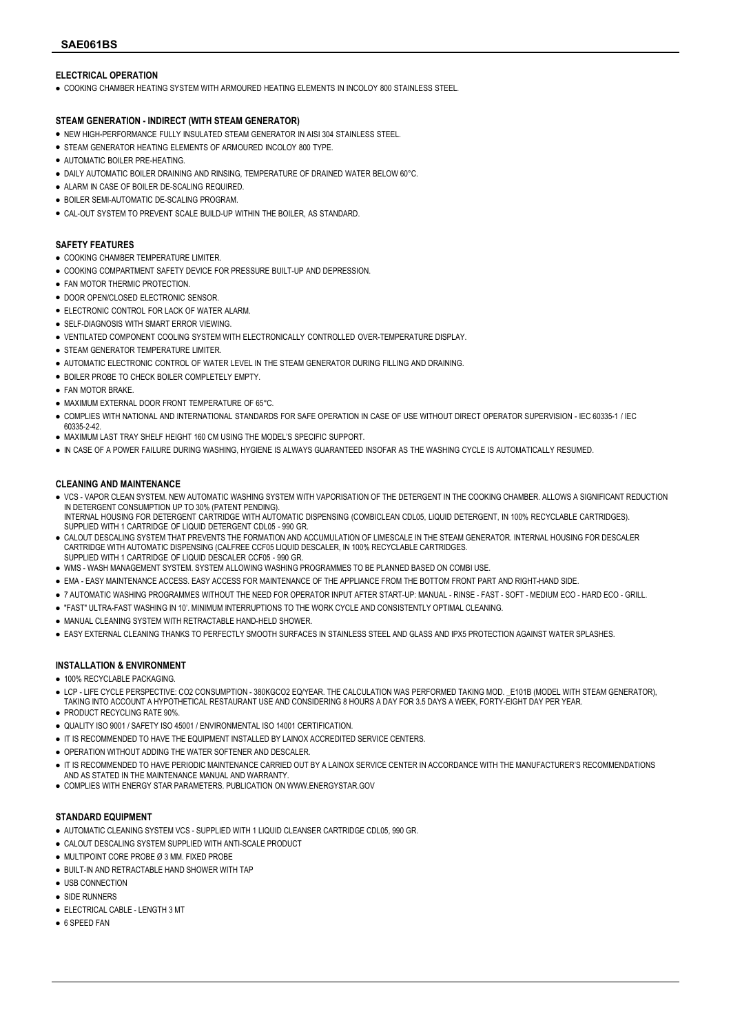## SAE061BS

### ELECTRICAL OPERATION

- COOKING CHAMBER HEATING SYSTEM WITH ARMOURED HEATING ELEMENTS IN INCOLOY 800 STAINLESS STEEL.

### STEAM GENERATION - INDIRECT (WITH STEAM GENERATOR)

- NEW HIGH-PERFORMANCE FULLY INSULATED STEAM GENERATOR IN AISI 304 STAINLESS STEEL.
- STEAM GENERATOR HEATING ELEMENTS OF ARMOURED INCOLOY 800 TYPE.
- AUTOMATIC BOILER PRE-HEATING.
- DAILY AUTOMATIC BOILER DRAINING AND RINSING, TEMPERATURE OF DRAINED WATER BELOW 60°C.
- ALARM IN CASE OF BOILER DE-SCALING REQUIRED.
- BOILER SEMI-AUTOMATIC DE-SCALING PROGRAM.
- CAL-OUT SYSTEM TO PREVENT SCALE BUILD-UP WITHIN THE BOILER, AS STANDARD.

### SAFETY FEATURES

- COOKING CHAMBER TEMPERATURE LIMITER.
- COOKING COMPARTMENT SAFETY DEVICE FOR PRESSURE BUILT-UP AND DEPRESSION.
- FAN MOTOR THERMIC PROTECTION.
- DOOR OPEN/CLOSED ELECTRONIC SENSOR.
- ELECTRONIC CONTROL FOR LACK OF WATER ALARM.
- SELF-DIAGNOSIS WITH SMART ERROR VIEWING.
- VENTILATED COMPONENT COOLING SYSTEM WITH ELECTRONICALLY CONTROLLED OVER-TEMPERATURE DISPLAY.
- STEAM GENERATOR TEMPERATURE LIMITER.
- AUTOMATIC ELECTRONIC CONTROL OF WATER LEVEL IN THE STEAM GENERATOR DURING FILLING AND DRAINING.
- BOILER PROBE TO CHECK BOILER COMPLETELY EMPTY.
- FAN MOTOR BRAKE.
- MAXIMUM EXTERNAL DOOR FRONT TEMPERATURE OF 65°C.
- COMPLIES WITH NATIONAL AND INTERNATIONAL STANDARDS FOR SAFE OPERATION IN CASE OF USE WITHOUT DIRECT OPERATOR SUPERVISION - IEC 60335-1 / IEC 60335-2-42.
- MAXIMUM LAST TRAY SHELF HEIGHT 160 CM USING THE MODEL'S SPECIFIC SUPPORT.
- IN CASE OF A POWER FAILURE DURING WASHING, HYGIENE IS ALWAYS GUARANTEED INSOFAR AS THE WASHING CYCLE IS AUTOMATICALLY RESUMED.

### CLEANING AND MAINTENANCE

- VCS - VAPOR CLEAN SYSTEM. NEW AUTOMATIC WASHING SYSTEM WITH VAPORISATION OF THE DETERGENT IN THE COOKING CHAMBER. ALLOWS A SIGNIFICANT REDUCTION IN DETERGENT CONSUMPTION UP TO 30% (PATENT PENDING).
  INTERNAL HOUSING FOR DETERGENT CARTRIDGE WITH AUTOMATIC DISPENSING (COMBICLEAN CDL05, LIQUID DETERGENT, IN 100% RECYCLABLE CARTRIDGES).
  SUPPLIED WITH 1 CARTRIDGE OF LIQUID DETERGENT CDL05 - 990 GR.
- CALOUT DESCALING SYSTEM THAT PREVENTS THE FORMATION AND ACCUMULATION OF LIMESCALE IN THE STEAM GENERATOR. INTERNAL HOUSING FOR DESCALER CARTRIDGE WITH AUTOMATIC DISPENSING (CALFREE CCF05 LIQUID DESCALER, IN 100% RECYCLABLE CARTRIDGES.
  SUPPLIED WITH 1 CARTRIDGE OF LIQUID DESCALER CCF05 - 990 GR.
- WMS - WASH MANAGEMENT SYSTEM. SYSTEM ALLOWING WASHING PROGRAMMES TO BE PLANNED BASED ON COMBI USE.
- EMA - EASY MAINTENANCE ACCESS. EASY ACCESS FOR MAINTENANCE OF THE APPLIANCE FROM THE BOTTOM FRONT PART AND RIGHT-HAND SIDE.
- 7 AUTOMATIC WASHING PROGRAMMES WITHOUT THE NEED FOR OPERATOR INPUT AFTER START-UP: MANUAL - RINSE - FAST - SOFT - MEDIUM ECO - HARD ECO - GRILL.
- "FAST" ULTRA-FAST WASHING IN 10'. MINIMUM INTERRUPTIONS TO THE WORK CYCLE AND CONSISTENTLY OPTIMAL CLEANING.
- MANUAL CLEANING SYSTEM WITH RETRACTABLE HAND-HELD SHOWER.
- EASY EXTERNAL CLEANING THANKS TO PERFECTLY SMOOTH SURFACES IN STAINLESS STEEL AND GLASS AND IPX5 PROTECTION AGAINST WATER SPLASHES.

### INSTALLATION & ENVIRONMENT

- 100% RECYCLABLE PACKAGING.
- LCP - LIFE CYCLE PERSPECTIVE: CO2 CONSUMPTION - 380KGCO2 EQ/YEAR. THE CALCULATION WAS PERFORMED TAKING MOD. _E101B (MODEL WITH STEAM GENERATOR), TAKING INTO ACCOUNT A HYPOTHETICAL RESTAURANT USE AND CONSIDERING 8 HOURS A DAY FOR 3.5 DAYS A WEEK, FORTY-EIGHT DAY PER YEAR.
- PRODUCT RECYCLING RATE 90%.
- QUALITY ISO 9001 / SAFETY ISO 45001 / ENVIRONMENTAL ISO 14001 CERTIFICATION.
- IT IS RECOMMENDED TO HAVE THE EQUIPMENT INSTALLED BY LAINOX ACCREDITED SERVICE CENTERS.
- OPERATION WITHOUT ADDING THE WATER SOFTENER AND DESCALER.
- IT IS RECOMMENDED TO HAVE PERIODIC MAINTENANCE CARRIED OUT BY A LAINOX SERVICE CENTER IN ACCORDANCE WITH THE MANUFACTURER'S RECOMMENDATIONS AND AS STATED IN THE MAINTENANCE MANUAL AND WARRANTY.
- COMPLIES WITH ENERGY STAR PARAMETERS. PUBLICATION ON WWW.ENERGYSTAR.GOV

### STANDARD EQUIPMENT

- AUTOMATIC CLEANING SYSTEM VCS - SUPPLIED WITH 1 LIQUID CLEANSER CARTRIDGE CDL05, 990 GR.
- CALOUT DESCALING SYSTEM SUPPLIED WITH ANTI-SCALE PRODUCT
- MULTIPOINT CORE PROBE Ø 3 MM. FIXED PROBE
- BUILT-IN AND RETRACTABLE HAND SHOWER WITH TAP
- USB CONNECTION
- SIDE RUNNERS
- ELECTRICAL CABLE - LENGTH 3 MT
- 6 SPEED FAN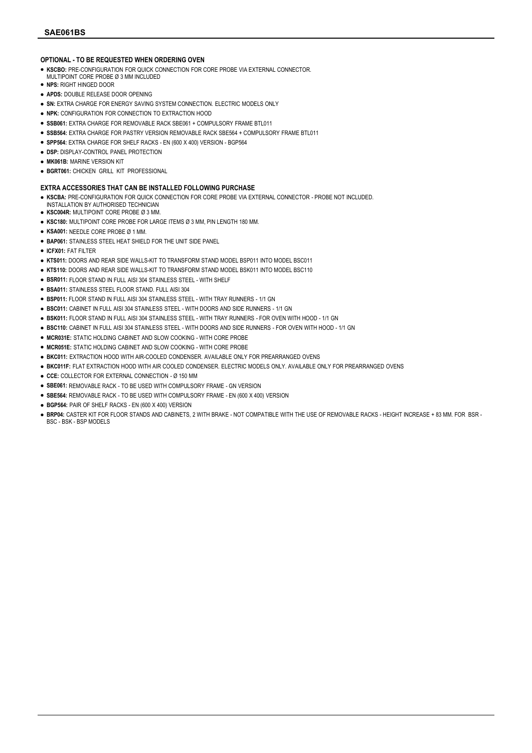## SAE061BS

### OPTIONAL - TO BE REQUESTED WHEN ORDERING OVEN

- **KSCBO:** PRE-CONFIGURATION FOR QUICK CONNECTION FOR CORE PROBE VIA EXTERNAL CONNECTOR. MULTIPOINT CORE PROBE Ø 3 MM INCLUDED
- **NPS:** RIGHT HINGED DOOR
- **APDS:** DOUBLE RELEASE DOOR OPENING
- **SN:** EXTRA CHARGE FOR ENERGY SAVING SYSTEM CONNECTION. ELECTRIC MODELS ONLY
- **NPK:** CONFIGURATION FOR CONNECTION TO EXTRACTION HOOD
- **SSB061:** EXTRA CHARGE FOR REMOVABLE RACK SBE061 + COMPULSORY FRAME BTL011
- **SSB564:** EXTRA CHARGE FOR PASTRY VERSION REMOVABLE RACK SBE564 + COMPULSORY FRAME BTL011
- **SPP564:** EXTRA CHARGE FOR SHELF RACKS - EN (600 X 400) VERSION - BGP564
- **DSP:** DISPLAY-CONTROL PANEL PROTECTION
- **MK061B:** MARINE VERSION KIT
- **BGRT061:** CHICKEN GRILL KIT PROFESSIONAL

### EXTRA ACCESSORIES THAT CAN BE INSTALLED FOLLOWING PURCHASE

- **KSCBA:** PRE-CONFIGURATION FOR QUICK CONNECTION FOR CORE PROBE VIA EXTERNAL CONNECTOR - PROBE NOT INCLUDED. INSTALLATION BY AUTHORISED TECHNICIAN
- **KSC004R:** MULTIPOINT CORE PROBE Ø 3 MM.
- **KSC180:** MULTIPOINT CORE PROBE FOR LARGE ITEMS Ø 3 MM, PIN LENGTH 180 MM.
- **KSA001:** NEEDLE CORE PROBE Ø 1 MM.
- **BAP061:** STAINLESS STEEL HEAT SHIELD FOR THE UNIT SIDE PANEL
- **ICFX01:** FAT FILTER
- **KTS011:** DOORS AND REAR SIDE WALLS-KIT TO TRANSFORM STAND MODEL BSP011 INTO MODEL BSC011
- **KTS110:** DOORS AND REAR SIDE WALLS-KIT TO TRANSFORM STAND MODEL BSK011 INTO MODEL BSC110
- **BSR011:** FLOOR STAND IN FULL AISI 304 STAINLESS STEEL - WITH SHELF
- **BSA011:** STAINLESS STEEL FLOOR STAND. FULL AISI 304
- **BSP011:** FLOOR STAND IN FULL AISI 304 STAINLESS STEEL - WITH TRAY RUNNERS - 1/1 GN
- **BSC011:** CABINET IN FULL AISI 304 STAINLESS STEEL - WITH DOORS AND SIDE RUNNERS - 1/1 GN
- **BSK011:** FLOOR STAND IN FULL AISI 304 STAINLESS STEEL - WITH TRAY RUNNERS - FOR OVEN WITH HOOD - 1/1 GN
- **BSC110:** CABINET IN FULL AISI 304 STAINLESS STEEL - WITH DOORS AND SIDE RUNNERS - FOR OVEN WITH HOOD - 1/1 GN
- **MCR031E:** STATIC HOLDING CABINET AND SLOW COOKING - WITH CORE PROBE
- **MCR051E:** STATIC HOLDING CABINET AND SLOW COOKING - WITH CORE PROBE
- **BKC011:** EXTRACTION HOOD WITH AIR-COOLED CONDENSER. AVAILABLE ONLY FOR PREARRANGED OVENS
- **BKC011F:** FLAT EXTRACTION HOOD WITH AIR COOLED CONDENSER. ELECTRIC MODELS ONLY. AVAILABLE ONLY FOR PREARRANGED OVENS
- **CCE:** COLLECTOR FOR EXTERNAL CONNECTION - Ø 150 MM
- **SBE061:** REMOVABLE RACK - TO BE USED WITH COMPULSORY FRAME - GN VERSION
- **SBE564:** REMOVABLE RACK - TO BE USED WITH COMPULSORY FRAME - EN (600 X 400) VERSION
- **BGP564:** PAIR OF SHELF RACKS - EN (600 X 400) VERSION
- **BRP04:** CASTER KIT FOR FLOOR STANDS AND CABINETS, 2 WITH BRAKE - NOT COMPATIBLE WITH THE USE OF REMOVABLE RACKS - HEIGHT INCREASE + 83 MM. FOR BSR - BSC - BSK - BSP MODELS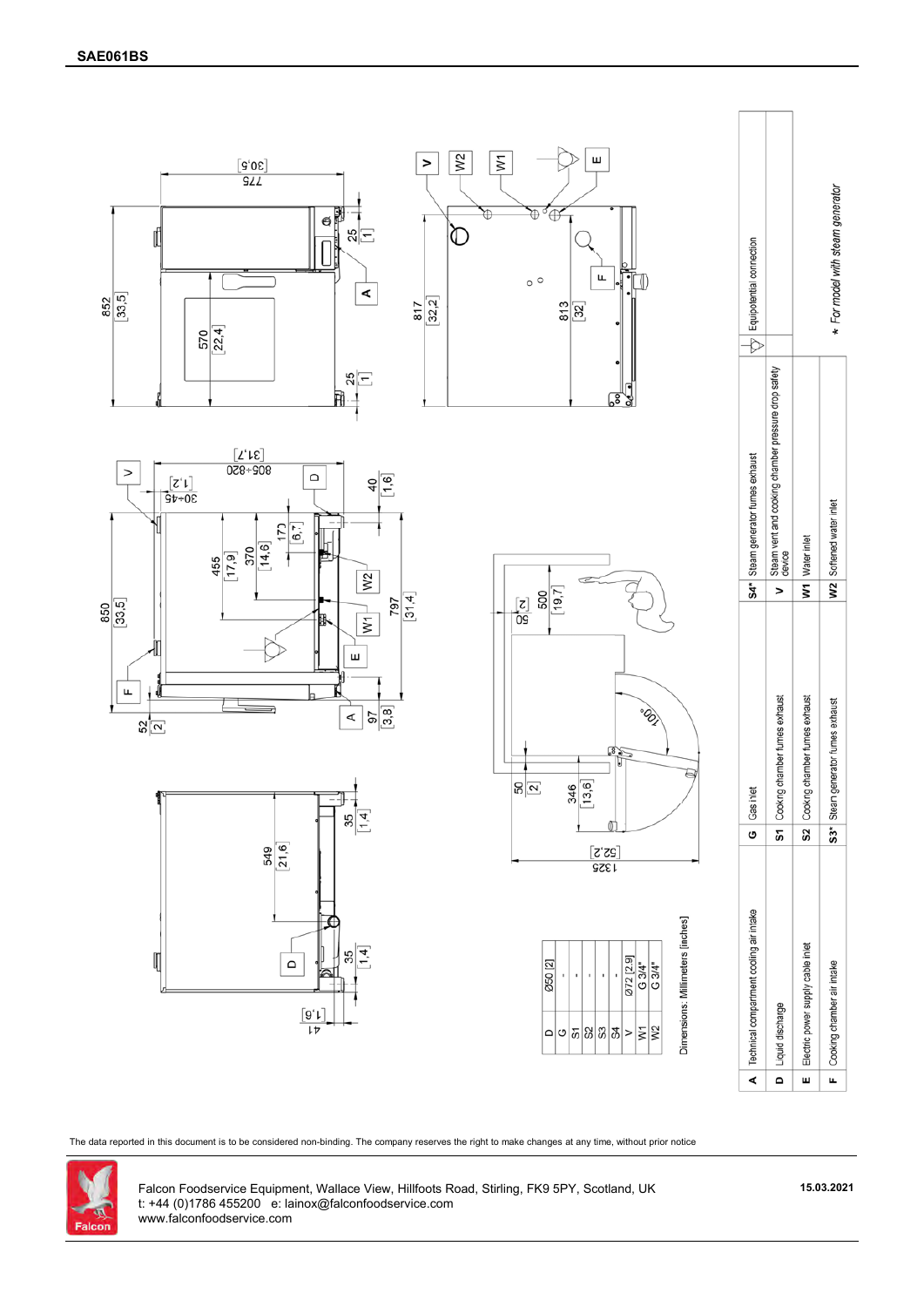**SAE061BS**

852 [33,5]

570 [22,4]

775 [30,5]

25 [1]

25 [1]

A

817 [32,2]

813 [32]

V W2 W1 E F

850 [33,5]

455 [17,9]

370 [14,6]

173 [6,7]

805÷820 [31,7]

30÷45 [1,2]

40 [1,6]

797 [31,4]

97 [3,8]

52 [2]

V D W2 W1 E F A

549 [21,6]

35 [1,4]

35 [1,4]

41 [1,6]

D

50 [2]

500 [19,7]

50 [2]

346 [13,6]

1325 [52,2]

100°

| | |
|---|---|
| D | Ø50 [2] |
| G | - |
| S1 | - |
| S2 | - |
| S3 | - |
| S4 | - |
| V | Ø72 [2,9] |
| W1 | G 3/4" |
| W2 | G 3/4" |

Dimensions: Millimeters [inches]

| | | | | | | | |
|---|---|---|---|---|---|---|---|
| **A** | Technical compartment cooling air intake | **G** | Gas inlet | **S4*** | Steam generator fumes exhaust | | Equipotential connection |
| **D** | Liquid discharge | **S1** | Cooking chamber fumes exhaust | **V** | Steam vent and cooking chamber pressure drop safety device | | |
| **E** | Electric power supply cable inlet | **S2** | Cooking chamber fumes exhaust | **W1** | Water inlet | | |
| **F** | Cooking chamber air intake | **S3*** | Steam generator fumes exhaust | **W2** | Softened water inlet | | |

*\* For model with steam generator*

The data reported in this document is to be considered non-binding. The company reserves the right to make changes at any time, without prior notice

Falcon Foodservice Equipment, Wallace View, Hillfoots Road, Stirling, FK9 5PY, Scotland, UK
t: +44 (0)1786 455200 e: lainox@falconfoodservice.com
www.falconfoodservice.com

15.03.2021